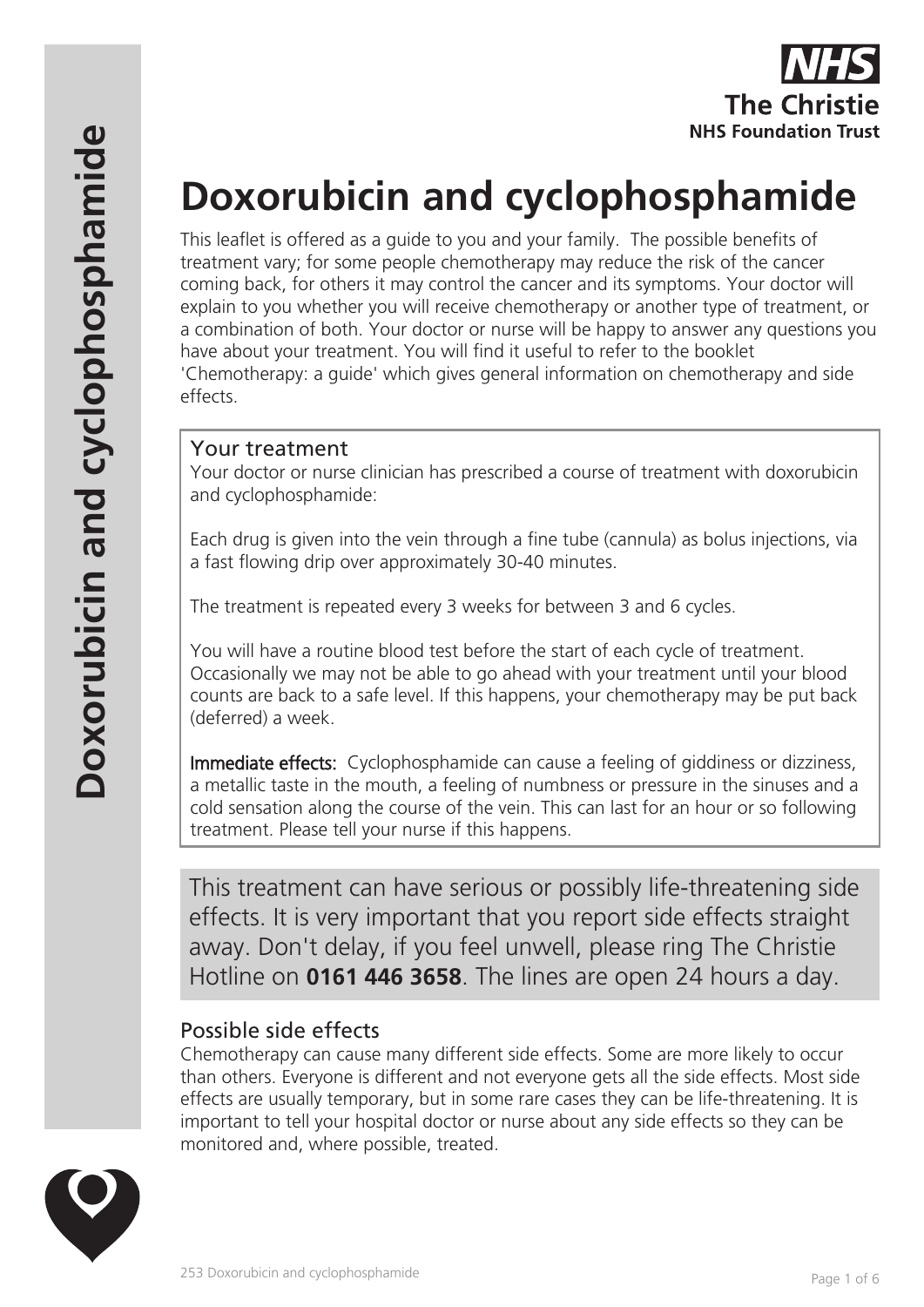# Doxorubicin and cyclophosphamide

This leaflet is offered as a guide to you and your family. The possible benefits of treatment vary; for some people chemotherapy may reduce the risk of the cancer coming back, for others it may control the cancer and its symptoms. Your doctor will explain to you whether you will receive chemotherapy or another type of treatment, or a combination of both. Your doctor or nurse will be happy to answer any questions you have about your treatment. You will find it useful to refer to the booklet 'Chemotherapy: a guide' which gives general information on chemotherapy and side effects.

## Your treatment

Your doctor or nurse clinician has prescribed a course of treatment with doxorubicin and cyclophosphamide:

Each drug is given into the vein through a fine tube (cannula) as bolus injections, via a fast flowing drip over approximately 30-40 minutes.

The treatment is repeated every 3 weeks for between 3 and 6 cycles.

You will have a routine blood test before the start of each cycle of treatment. Occasionally we may not be able to go ahead with your treatment until your blood counts are back to a safe level. If this happens, your chemotherapy may be put back (deferred) a week.

**Immediate effects:** Cyclophosphamide can cause a feeling of giddiness or dizziness, a metallic taste in the mouth, a feeling of numbness or pressure in the sinuses and a cold sensation along the course of the vein. This can last for an hour or so following treatment. Please tell your nurse if this happens.

This treatment can have serious or possibly life-threatening side effects. It is very important that you report side effects straight away. Don't delay, if you feel unwell, please ring The Christie Hotline on **0161 446 3658**. The lines are open 24 hours a day.

## Possible side effects

Chemotherapy can cause many different side effects. Some are more likely to occur than others. Everyone is different and not everyone gets all the side effects. Most side effects are usually temporary, but in some rare cases they can be life-threatening. It is important to tell your hospital doctor or nurse about any side effects so they can be monitored and, where possible, treated.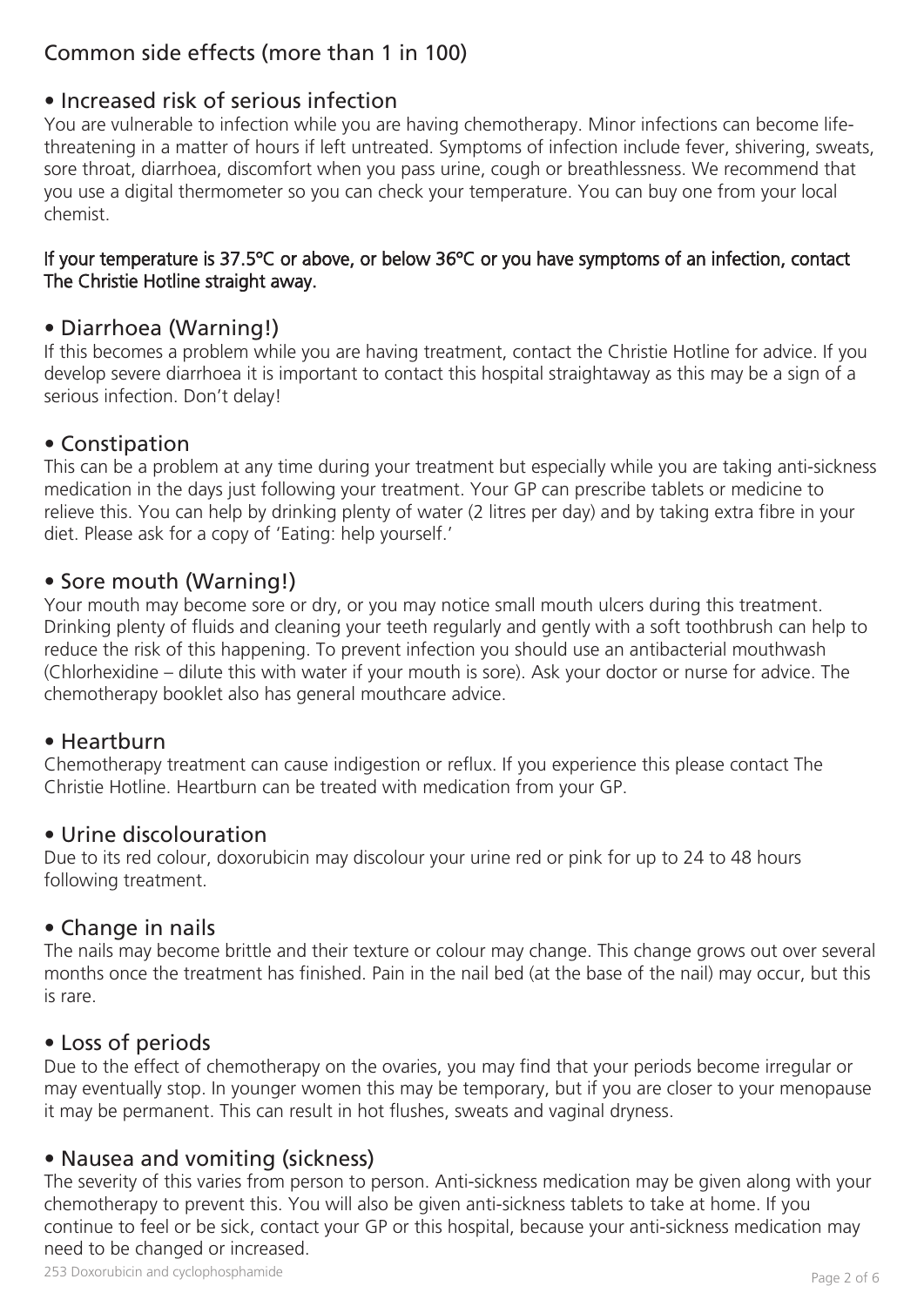## Common side effects (more than 1 in 100)

### • Increased risk of serious infection

You are vulnerable to infection while you are having chemotherapy. Minor infections can become life-threatening in a matter of hours if left untreated. Symptoms of infection include fever, shivering, sweats, sore throat, diarrhoea, discomfort when you pass urine, cough or breathlessness. We recommend that you use a digital thermometer so you can check your temperature. You can buy one from your local chemist.

**If your temperature is 37.5ºC or above, or below 36ºC or you have symptoms of an infection, contact The Christie Hotline straight away.**

### • Diarrhoea (Warning!)

If this becomes a problem while you are having treatment, contact the Christie Hotline for advice. If you develop severe diarrhoea it is important to contact this hospital straightaway as this may be a sign of a serious infection. Don't delay!

### • Constipation

This can be a problem at any time during your treatment but especially while you are taking anti-sickness medication in the days just following your treatment. Your GP can prescribe tablets or medicine to relieve this. You can help by drinking plenty of water (2 litres per day) and by taking extra fibre in your diet. Please ask for a copy of 'Eating: help yourself.'

### • Sore mouth (Warning!)

Your mouth may become sore or dry, or you may notice small mouth ulcers during this treatment. Drinking plenty of fluids and cleaning your teeth regularly and gently with a soft toothbrush can help to reduce the risk of this happening. To prevent infection you should use an antibacterial mouthwash (Chlorhexidine – dilute this with water if your mouth is sore). Ask your doctor or nurse for advice. The chemotherapy booklet also has general mouthcare advice.

### • Heartburn

Chemotherapy treatment can cause indigestion or reflux. If you experience this please contact The Christie Hotline. Heartburn can be treated with medication from your GP.

### • Urine discolouration

Due to its red colour, doxorubicin may discolour your urine red or pink for up to 24 to 48 hours following treatment.

### • Change in nails

The nails may become brittle and their texture or colour may change. This change grows out over several months once the treatment has finished. Pain in the nail bed (at the base of the nail) may occur, but this is rare.

### • Loss of periods

Due to the effect of chemotherapy on the ovaries, you may find that your periods become irregular or may eventually stop. In younger women this may be temporary, but if you are closer to your menopause it may be permanent. This can result in hot flushes, sweats and vaginal dryness.

### • Nausea and vomiting (sickness)

The severity of this varies from person to person. Anti-sickness medication may be given along with your chemotherapy to prevent this. You will also be given anti-sickness tablets to take at home. If you continue to feel or be sick, contact your GP or this hospital, because your anti-sickness medication may need to be changed or increased.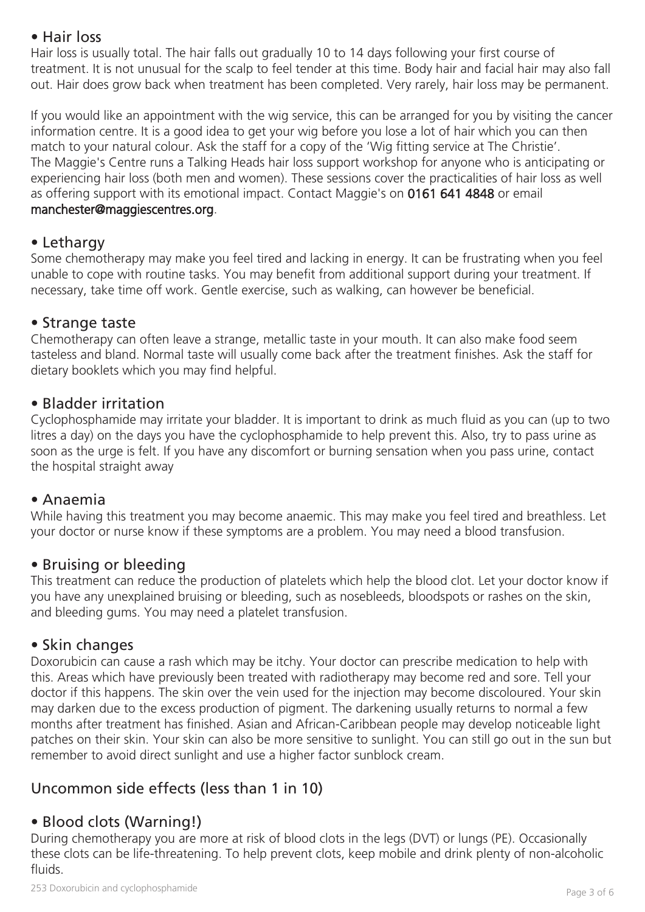### • Hair loss

Hair loss is usually total. The hair falls out gradually 10 to 14 days following your first course of treatment. It is not unusual for the scalp to feel tender at this time. Body hair and facial hair may also fall out. Hair does grow back when treatment has been completed. Very rarely, hair loss may be permanent.

If you would like an appointment with the wig service, this can be arranged for you by visiting the cancer information centre. It is a good idea to get your wig before you lose a lot of hair which you can then match to your natural colour. Ask the staff for a copy of the 'Wig fitting service at The Christie'. The Maggie's Centre runs a Talking Heads hair loss support workshop for anyone who is anticipating or experiencing hair loss (both men and women). These sessions cover the practicalities of hair loss as well as offering support with its emotional impact. Contact Maggie's on **0161 641 4848** or email **manchester@maggiescentres.org**.

### • Lethargy

Some chemotherapy may make you feel tired and lacking in energy. It can be frustrating when you feel unable to cope with routine tasks. You may benefit from additional support during your treatment. If necessary, take time off work. Gentle exercise, such as walking, can however be beneficial.

### • Strange taste

Chemotherapy can often leave a strange, metallic taste in your mouth. It can also make food seem tasteless and bland. Normal taste will usually come back after the treatment finishes. Ask the staff for dietary booklets which you may find helpful.

### • Bladder irritation

Cyclophosphamide may irritate your bladder. It is important to drink as much fluid as you can (up to two litres a day) on the days you have the cyclophosphamide to help prevent this. Also, try to pass urine as soon as the urge is felt. If you have any discomfort or burning sensation when you pass urine, contact the hospital straight away

### • Anaemia

While having this treatment you may become anaemic. This may make you feel tired and breathless. Let your doctor or nurse know if these symptoms are a problem. You may need a blood transfusion.

### • Bruising or bleeding

This treatment can reduce the production of platelets which help the blood clot. Let your doctor know if you have any unexplained bruising or bleeding, such as nosebleeds, bloodspots or rashes on the skin, and bleeding gums. You may need a platelet transfusion.

### • Skin changes

Doxorubicin can cause a rash which may be itchy. Your doctor can prescribe medication to help with this. Areas which have previously been treated with radiotherapy may become red and sore. Tell your doctor if this happens. The skin over the vein used for the injection may become discoloured. Your skin may darken due to the excess production of pigment. The darkening usually returns to normal a few months after treatment has finished. Asian and African-Caribbean people may develop noticeable light patches on their skin. Your skin can also be more sensitive to sunlight. You can still go out in the sun but remember to avoid direct sunlight and use a higher factor sunblock cream.

## Uncommon side effects (less than 1 in 10)

### • Blood clots (Warning!)

During chemotherapy you are more at risk of blood clots in the legs (DVT) or lungs (PE). Occasionally these clots can be life-threatening. To help prevent clots, keep mobile and drink plenty of non-alcoholic fluids.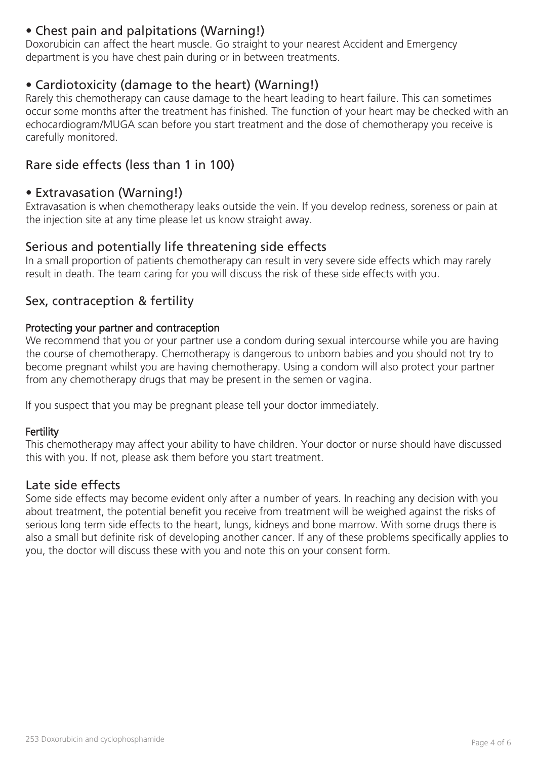## • Chest pain and palpitations (Warning!)

Doxorubicin can affect the heart muscle. Go straight to your nearest Accident and Emergency department is you have chest pain during or in between treatments.

## • Cardiotoxicity (damage to the heart) (Warning!)

Rarely this chemotherapy can cause damage to the heart leading to heart failure. This can sometimes occur some months after the treatment has finished. The function of your heart may be checked with an echocardiogram/MUGA scan before you start treatment and the dose of chemotherapy you receive is carefully monitored.

## Rare side effects (less than 1 in 100)

## • Extravasation (Warning!)

Extravasation is when chemotherapy leaks outside the vein. If you develop redness, soreness or pain at the injection site at any time please let us know straight away.

## Serious and potentially life threatening side effects

In a small proportion of patients chemotherapy can result in very severe side effects which may rarely result in death. The team caring for you will discuss the risk of these side effects with you.

## Sex, contraception & fertility

### Protecting your partner and contraception

We recommend that you or your partner use a condom during sexual intercourse while you are having the course of chemotherapy. Chemotherapy is dangerous to unborn babies and you should not try to become pregnant whilst you are having chemotherapy. Using a condom will also protect your partner from any chemotherapy drugs that may be present in the semen or vagina.

If you suspect that you may be pregnant please tell your doctor immediately.

### Fertility

This chemotherapy may affect your ability to have children. Your doctor or nurse should have discussed this with you. If not, please ask them before you start treatment.

## Late side effects

Some side effects may become evident only after a number of years. In reaching any decision with you about treatment, the potential benefit you receive from treatment will be weighed against the risks of serious long term side effects to the heart, lungs, kidneys and bone marrow. With some drugs there is also a small but definite risk of developing another cancer. If any of these problems specifically applies to you, the doctor will discuss these with you and note this on your consent form.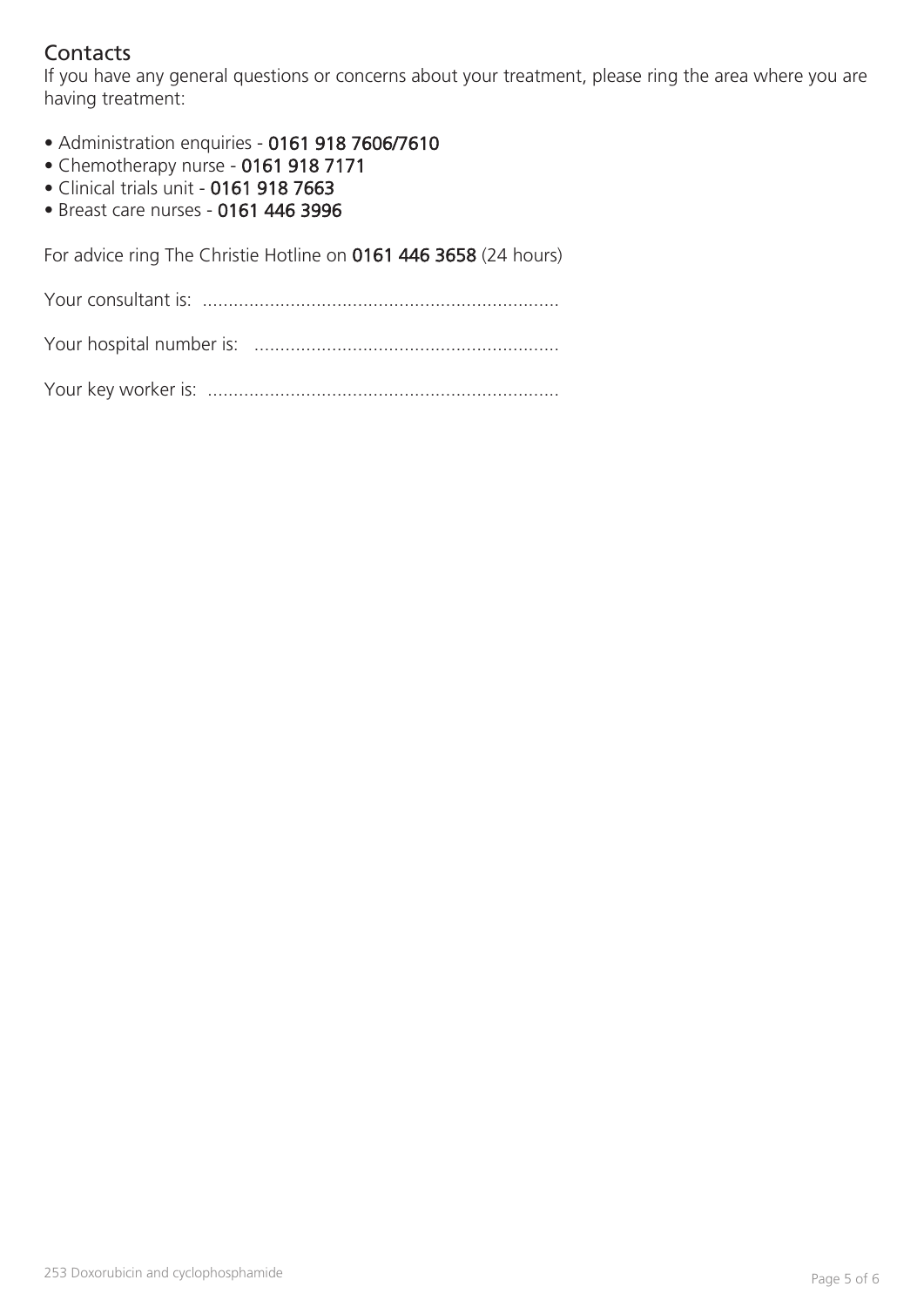## Contacts

If you have any general questions or concerns about your treatment, please ring the area where you are having treatment:

- Administration enquiries - **0161 918 7606/7610**
- Chemotherapy nurse - **0161 918 7171**
- Clinical trials unit - **0161 918 7663**
- Breast care nurses - **0161 446 3996**

For advice ring The Christie Hotline on **0161 446 3658** (24 hours)

Your consultant is: ....................................................................

Your hospital number is: ..........................................................

Your key worker is: ...................................................................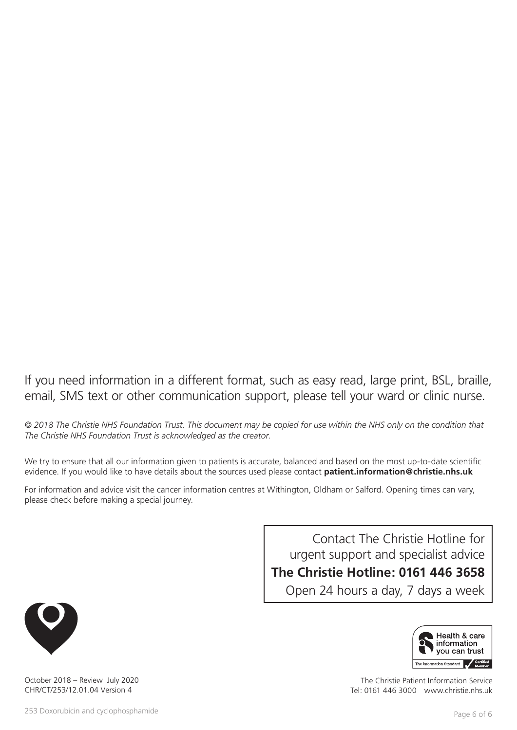If you need information in a different format, such as easy read, large print, BSL, braille, email, SMS text or other communication support, please tell your ward or clinic nurse.

*© 2018 The Christie NHS Foundation Trust. This document may be copied for use within the NHS only on the condition that The Christie NHS Foundation Trust is acknowledged as the creator.*

We try to ensure that all our information given to patients is accurate, balanced and based on the most up-to-date scientific evidence. If you would like to have details about the sources used please contact **patient.information@christie.nhs.uk**

For information and advice visit the cancer information centres at Withington, Oldham or Salford. Opening times can vary, please check before making a special journey.

Contact The Christie Hotline for urgent support and specialist advice

**The Christie Hotline: 0161 446 3658**

Open 24 hours a day, 7 days a week

Health & care information you can trust

The Information Standard Certified Member

October 2018 – Review July 2020
CHR/CT/253/12.01.04 Version 4

The Christie Patient Information Service
Tel: 0161 446 3000 www.christie.nhs.uk

253 Doxorubicin and cyclophosphamide